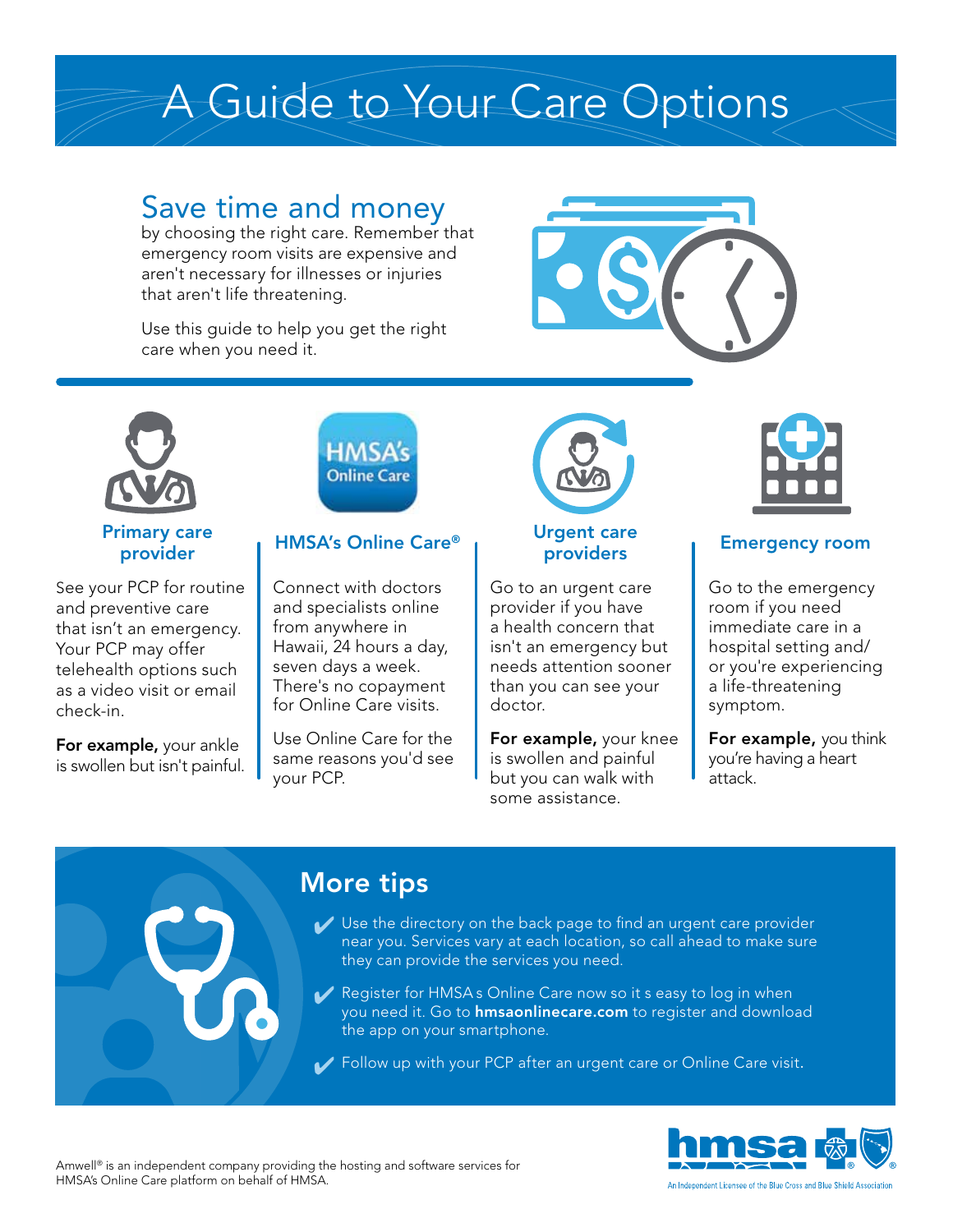# A Guide to Your Care Options

## Save time and money

by choosing the right care. Remember that emergency room visits are expensive and aren't necessary for illnesses or injuries that aren't life threatening.

Use this guide to help you get the right care when you need it.

### Primary care provider

See your PCP for routine and preventive care that isn't an emergency. Your PCP may offer telehealth options such as a video visit or email check-in.

**For example,** your ankle is swollen but isn't painful.

### HMSA's Online Care®

Connect with doctors and specialists online from anywhere in Hawaii, 24 hours a day, seven days a week. There's no copayment for Online Care visits.

Use Online Care for the same reasons you'd see your PCP.

### Urgent care providers

Go to an urgent care provider if you have a health concern that isn't an emergency but needs attention sooner than you can see your doctor.

**For example,** your knee is swollen and painful but you can walk with some assistance.

### Emergency room

Go to the emergency room if you need immediate care in a hospital setting and/or you're experiencing a life-threatening symptom.

**For example,** you think you're having a heart attack.

## More tips

- ✔ Use the directory on the back page to find an urgent care provider near you. Services vary at each location, so call ahead to make sure they can provide the services you need.
- ✔ Register for HMSA s Online Care now so it s easy to log in when you need it. Go to **hmsaonlinecare.com** to register and download the app on your smartphone.
- ✔ Follow up with your PCP after an urgent care or Online Care visit.

Amwell® is an independent company providing the hosting and software services for HMSA's Online Care platform on behalf of HMSA.

hmsa

An Independent Licensee of the Blue Cross and Blue Shield Association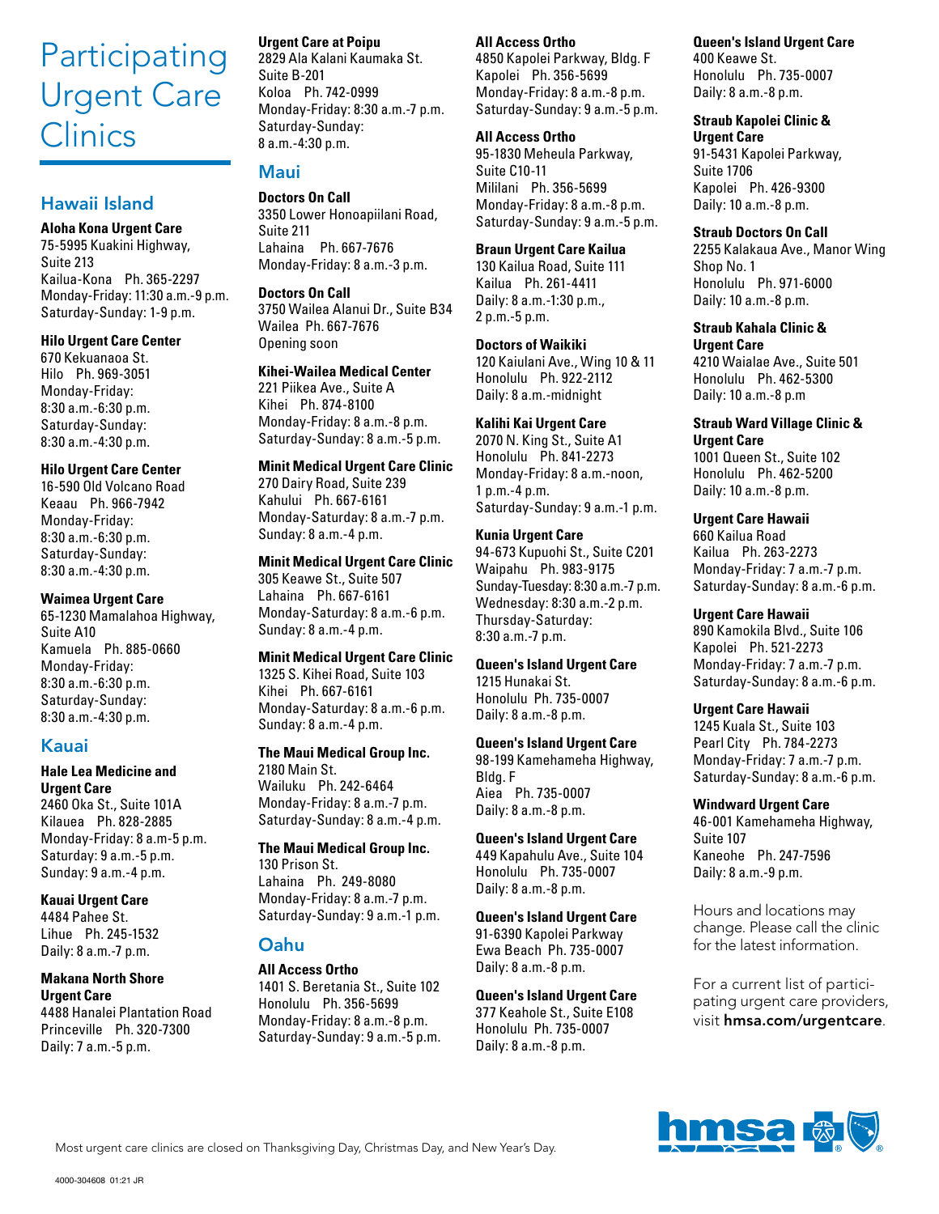# Participating Urgent Care Clinics

## Hawaii Island

**Aloha Kona Urgent Care**
75-5995 Kuakini Highway, Suite 213
Kailua-Kona Ph. 365-2297
Monday-Friday: 11:30 a.m.-9 p.m.
Saturday-Sunday: 1-9 p.m.

**Hilo Urgent Care Center**
670 Kekuanaoa St.
Hilo Ph. 969-3051
Monday-Friday: 8:30 a.m.-6:30 p.m.
Saturday-Sunday: 8:30 a.m.-4:30 p.m.

**Hilo Urgent Care Center**
16-590 Old Volcano Road
Keaau Ph. 966-7942
Monday-Friday: 8:30 a.m.-6:30 p.m.
Saturday-Sunday: 8:30 a.m.-4:30 p.m.

**Waimea Urgent Care**
65-1230 Mamalahoa Highway, Suite A10
Kamuela Ph. 885-0660
Monday-Friday: 8:30 a.m.-6:30 p.m.
Saturday-Sunday: 8:30 a.m.-4:30 p.m.

## Kauai

**Hale Lea Medicine and Urgent Care**
2460 Oka St., Suite 101A
Kilauea Ph. 828-2885
Monday-Friday: 8 a.m-5 p.m.
Saturday: 9 a.m.-5 p.m.
Sunday: 9 a.m.-4 p.m.

**Kauai Urgent Care**
4484 Pahee St.
Lihue Ph. 245-1532
Daily: 8 a.m.-7 p.m.

**Makana North Shore Urgent Care**
4488 Hanalei Plantation Road
Princeville Ph. 320-7300
Daily: 7 a.m.-5 p.m.

**Urgent Care at Poipu**
2829 Ala Kalani Kaumaka St. Suite B-201
Koloa Ph. 742-0999
Monday-Friday: 8:30 a.m.-7 p.m.
Saturday-Sunday: 8 a.m.-4:30 p.m.

## Maui

**Doctors On Call**
3350 Lower Honoapiilani Road, Suite 211
Lahaina Ph. 667-7676
Monday-Friday: 8 a.m.-3 p.m.

**Doctors On Call**
3750 Wailea Alanui Dr., Suite B34
Wailea Ph. 667-7676
Opening soon

**Kihei-Wailea Medical Center**
221 Piikea Ave., Suite A
Kihei Ph. 874-8100
Monday-Friday: 8 a.m.-8 p.m.
Saturday-Sunday: 8 a.m.-5 p.m.

**Minit Medical Urgent Care Clinic**
270 Dairy Road, Suite 239
Kahului Ph. 667-6161
Monday-Saturday: 8 a.m.-7 p.m.
Sunday: 8 a.m.-4 p.m.

**Minit Medical Urgent Care Clinic**
305 Keawe St., Suite 507
Lahaina Ph. 667-6161
Monday-Saturday: 8 a.m.-6 p.m.
Sunday: 8 a.m.-4 p.m.

**Minit Medical Urgent Care Clinic**
1325 S. Kihei Road, Suite 103
Kihei Ph. 667-6161
Monday-Saturday: 8 a.m.-6 p.m.
Sunday: 8 a.m.-4 p.m.

**The Maui Medical Group Inc.**
2180 Main St.
Wailuku Ph. 242-6464
Monday-Friday: 8 a.m.-7 p.m.
Saturday-Sunday: 8 a.m.-4 p.m.

**The Maui Medical Group Inc.**
130 Prison St.
Lahaina Ph. 249-8080
Monday-Friday: 8 a.m.-7 p.m.
Saturday-Sunday: 9 a.m.-1 p.m.

## Oahu

**All Access Ortho**
1401 S. Beretania St., Suite 102
Honolulu Ph. 356-5699
Monday-Friday: 8 a.m.-8 p.m.
Saturday-Sunday: 9 a.m.-5 p.m.

**All Access Ortho**
4850 Kapolei Parkway, Bldg. F
Kapolei Ph. 356-5699
Monday-Friday: 8 a.m.-8 p.m.
Saturday-Sunday: 9 a.m.-5 p.m.

**All Access Ortho**
95-1830 Meheula Parkway, Suite C10-11
Mililani Ph. 356-5699
Monday-Friday: 8 a.m.-8 p.m.
Saturday-Sunday: 9 a.m.-5 p.m.

**Braun Urgent Care Kailua**
130 Kailua Road, Suite 111
Kailua Ph. 261-4411
Daily: 8 a.m.-1:30 p.m., 2 p.m.-5 p.m.

**Doctors of Waikiki**
120 Kaiulani Ave., Wing 10 & 11
Honolulu Ph. 922-2112
Daily: 8 a.m.-midnight

**Kalihi Kai Urgent Care**
2070 N. King St., Suite A1
Honolulu Ph. 841-2273
Monday-Friday: 8 a.m.-noon, 1 p.m.-4 p.m.
Saturday-Sunday: 9 a.m.-1 p.m.

**Kunia Urgent Care**
94-673 Kupuohi St., Suite C201
Waipahu Ph. 983-9175
Sunday-Tuesday: 8:30 a.m.-7 p.m.
Wednesday: 8:30 a.m.-2 p.m.
Thursday-Saturday: 8:30 a.m.-7 p.m.

**Queen's Island Urgent Care**
1215 Hunakai St.
Honolulu Ph. 735-0007
Daily: 8 a.m.-8 p.m.

**Queen's Island Urgent Care**
98-199 Kamehameha Highway, Bldg. F
Aiea Ph. 735-0007
Daily: 8 a.m.-8 p.m.

**Queen's Island Urgent Care**
449 Kapahulu Ave., Suite 104
Honolulu Ph. 735-0007
Daily: 8 a.m.-8 p.m.

**Queen's Island Urgent Care**
91-6390 Kapolei Parkway
Ewa Beach Ph. 735-0007
Daily: 8 a.m.-8 p.m.

**Queen's Island Urgent Care**
377 Keahole St., Suite E108
Honolulu Ph. 735-0007
Daily: 8 a.m.-8 p.m.

**Queen's Island Urgent Care**
400 Keawe St.
Honolulu Ph. 735-0007
Daily: 8 a.m.-8 p.m.

**Straub Kapolei Clinic & Urgent Care**
91-5431 Kapolei Parkway, Suite 1706
Kapolei Ph. 426-9300
Daily: 10 a.m.-8 p.m.

**Straub Doctors On Call**
2255 Kalakaua Ave., Manor Wing Shop No. 1
Honolulu Ph. 971-6000
Daily: 10 a.m.-8 p.m.

**Straub Kahala Clinic & Urgent Care**
4210 Waialae Ave., Suite 501
Honolulu Ph. 462-5300
Daily: 10 a.m.-8 p.m

**Straub Ward Village Clinic & Urgent Care**
1001 Queen St., Suite 102
Honolulu Ph. 462-5200
Daily: 10 a.m.-8 p.m.

**Urgent Care Hawaii**
660 Kailua Road
Kailua Ph. 263-2273
Monday-Friday: 7 a.m.-7 p.m.
Saturday-Sunday: 8 a.m.-6 p.m.

**Urgent Care Hawaii**
890 Kamokila Blvd., Suite 106
Kapolei Ph. 521-2273
Monday-Friday: 7 a.m.-7 p.m.
Saturday-Sunday: 8 a.m.-6 p.m.

**Urgent Care Hawaii**
1245 Kuala St., Suite 103
Pearl City Ph. 784-2273
Monday-Friday: 7 a.m.-7 p.m.
Saturday-Sunday: 8 a.m.-6 p.m.

**Windward Urgent Care**
46-001 Kamehameha Highway, Suite 107
Kaneohe Ph. 247-7596
Daily: 8 a.m.-9 p.m.

Hours and locations may change. Please call the clinic for the latest information.

For a current list of participating urgent care providers, visit **hmsa.com/urgentcare**.

Most urgent care clinics are closed on Thanksgiving Day, Christmas Day, and New Year's Day.

4000-304608 01:21 JR